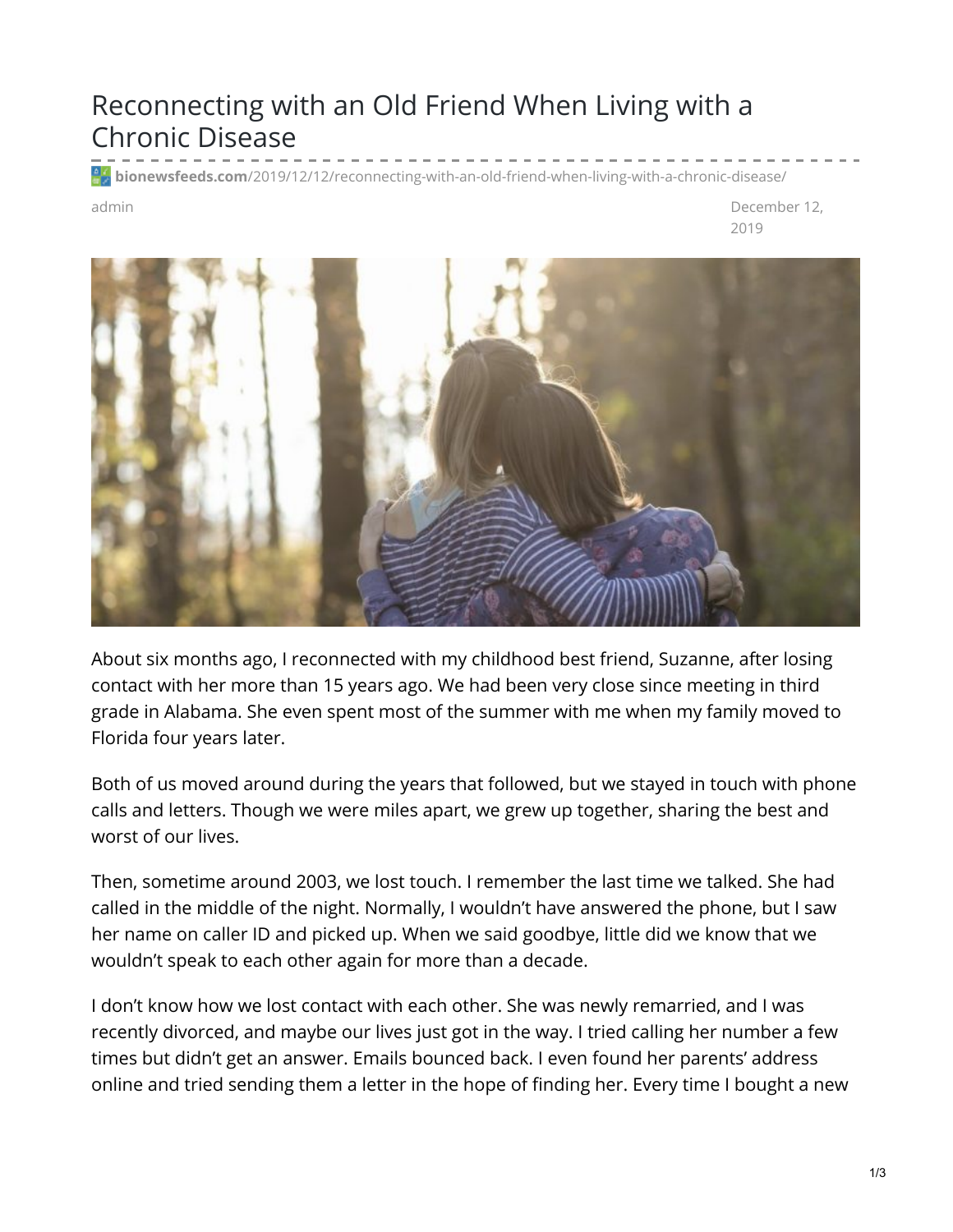# Reconnecting with an Old Friend When Living with a Chronic Disease

**bionewsfeeds.com**/2019/12/12/reconnecting-with-an-old-friend-when-living-with-a-chronic-disease/

admin

December 12, 2019

About six months ago, I reconnected with my childhood best friend, Suzanne, after losing contact with her more than 15 years ago. We had been very close since meeting in third grade in Alabama. She even spent most of the summer with me when my family moved to Florida four years later.

Both of us moved around during the years that followed, but we stayed in touch with phone calls and letters. Though we were miles apart, we grew up together, sharing the best and worst of our lives.

Then, sometime around 2003, we lost touch. I remember the last time we talked. She had called in the middle of the night. Normally, I wouldn't have answered the phone, but I saw her name on caller ID and picked up. When we said goodbye, little did we know that we wouldn't speak to each other again for more than a decade.

I don't know how we lost contact with each other. She was newly remarried, and I was recently divorced, and maybe our lives just got in the way. I tried calling her number a few times but didn't get an answer. Emails bounced back. I even found her parents' address online and tried sending them a letter in the hope of finding her. Every time I bought a new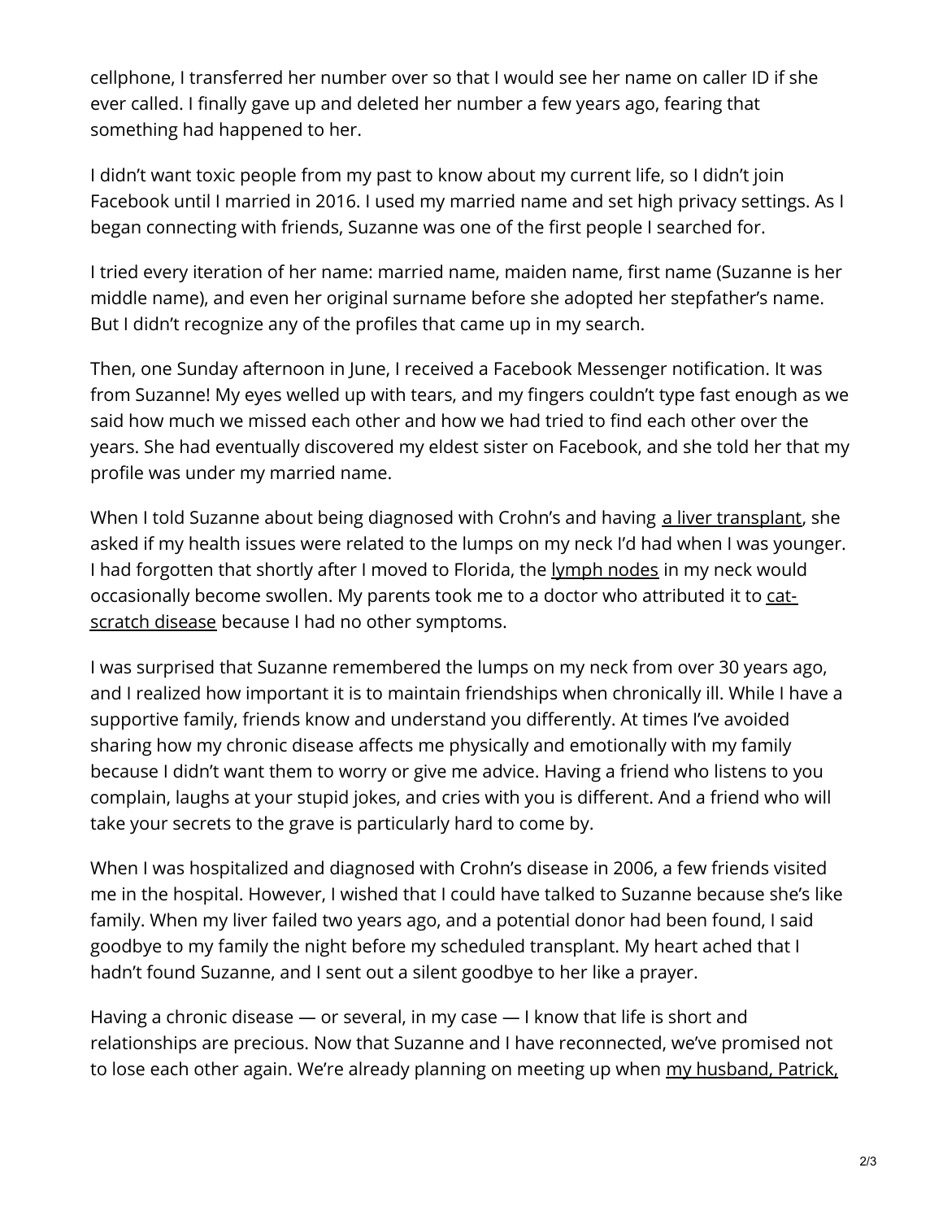cellphone, I transferred her number over so that I would see her name on caller ID if she ever called. I finally gave up and deleted her number a few years ago, fearing that something had happened to her.

I didn't want toxic people from my past to know about my current life, so I didn't join Facebook until I married in 2016. I used my married name and set high privacy settings. As I began connecting with friends, Suzanne was one of the first people I searched for.

I tried every iteration of her name: married name, maiden name, first name (Suzanne is her middle name), and even her original surname before she adopted her stepfather's name. But I didn't recognize any of the profiles that came up in my search.

Then, one Sunday afternoon in June, I received a Facebook Messenger notification. It was from Suzanne! My eyes welled up with tears, and my fingers couldn't type fast enough as we said how much we missed each other and how we had tried to find each other over the years. She had eventually discovered my eldest sister on Facebook, and she told her that my profile was under my married name.

When I told Suzanne about being diagnosed with Crohn's and having a liver transplant, she asked if my health issues were related to the lumps on my neck I'd had when I was younger. I had forgotten that shortly after I moved to Florida, the lymph nodes in my neck would occasionally become swollen. My parents took me to a doctor who attributed it to cat-scratch disease because I had no other symptoms.

I was surprised that Suzanne remembered the lumps on my neck from over 30 years ago, and I realized how important it is to maintain friendships when chronically ill. While I have a supportive family, friends know and understand you differently. At times I've avoided sharing how my chronic disease affects me physically and emotionally with my family because I didn't want them to worry or give me advice. Having a friend who listens to you complain, laughs at your stupid jokes, and cries with you is different. And a friend who will take your secrets to the grave is particularly hard to come by.

When I was hospitalized and diagnosed with Crohn's disease in 2006, a few friends visited me in the hospital. However, I wished that I could have talked to Suzanne because she's like family. When my liver failed two years ago, and a potential donor had been found, I said goodbye to my family the night before my scheduled transplant. My heart ached that I hadn't found Suzanne, and I sent out a silent goodbye to her like a prayer.

Having a chronic disease — or several, in my case — I know that life is short and relationships are precious. Now that Suzanne and I have reconnected, we've promised not to lose each other again. We're already planning on meeting up when my husband, Patrick,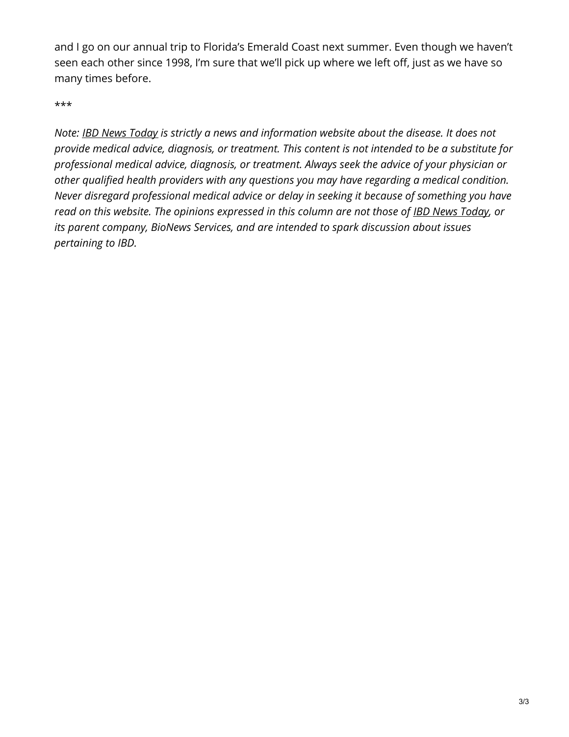and I go on our annual trip to Florida's Emerald Coast next summer. Even though we haven't seen each other since 1998, I'm sure that we'll pick up where we left off, just as we have so many times before.

***

*Note: [IBD News Today]() is strictly a news and information website about the disease. It does not provide medical advice, diagnosis, or treatment. This content is not intended to be a substitute for professional medical advice, diagnosis, or treatment. Always seek the advice of your physician or other qualified health providers with any questions you may have regarding a medical condition. Never disregard professional medical advice or delay in seeking it because of something you have read on this website. The opinions expressed in this column are not those of [IBD News Today](), or its parent company, BioNews Services, and are intended to spark discussion about issues pertaining to IBD.*